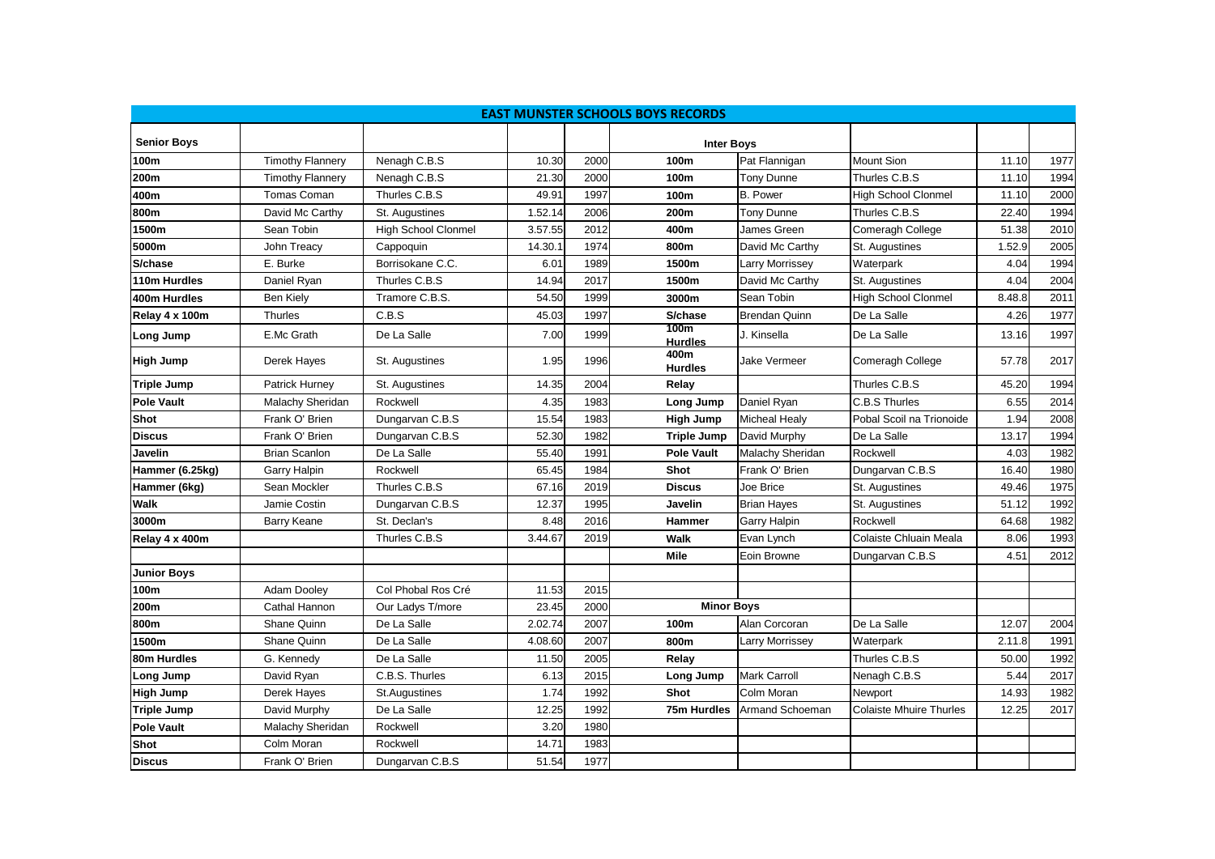# EAST MUNSTER SCHOOLS BOYS RECORDS

| Senior Boys | | | | | Inter Boys | | | | |
|---|---|---|---|---|---|---|---|---|---|
| 100m | Timothy Flannery | Nenagh C.B.S | 10.30 | 2000 | 100m | Pat Flannigan | Mount Sion | 11.10 | 1977 |
| 200m | Timothy Flannery | Nenagh C.B.S | 21.30 | 2000 | 100m | Tony Dunne | Thurles C.B.S | 11.10 | 1994 |
| 400m | Tomas Coman | Thurles C.B.S | 49.91 | 1997 | 100m | B. Power | High School Clonmel | 11.10 | 2000 |
| 800m | David Mc Carthy | St. Augustines | 1.52.14 | 2006 | 200m | Tony Dunne | Thurles C.B.S | 22.40 | 1994 |
| 1500m | Sean Tobin | High School Clonmel | 3.57.55 | 2012 | 400m | James Green | Comeragh College | 51.38 | 2010 |
| 5000m | John Treacy | Cappoquin | 14.30.1 | 1974 | 800m | David Mc Carthy | St. Augustines | 1.52.9 | 2005 |
| S/chase | E. Burke | Borrisokane C.C. | 6.01 | 1989 | 1500m | Larry Morrissey | Waterpark | 4.04 | 1994 |
| 110m Hurdles | Daniel Ryan | Thurles C.B.S | 14.94 | 2017 | 1500m | David Mc Carthy | St. Augustines | 4.04 | 2004 |
| 400m Hurdles | Ben Kiely | Tramore C.B.S. | 54.50 | 1999 | 3000m | Sean Tobin | High School Clonmel | 8.48.8 | 2011 |
| Relay 4 x 100m | Thurles | C.B.S | 45.03 | 1997 | S/chase | Brendan Quinn | De La Salle | 4.26 | 1977 |
| Long Jump | E.Mc Grath | De La Salle | 7.00 | 1999 | 100m Hurdles | J. Kinsella | De La Salle | 13.16 | 1997 |
| High Jump | Derek Hayes | St. Augustines | 1.95 | 1996 | 400m Hurdles | Jake Vermeer | Comeragh College | 57.78 | 2017 |
| Triple Jump | Patrick Hurney | St. Augustines | 14.35 | 2004 | Relay | | Thurles C.B.S | 45.20 | 1994 |
| Pole Vault | Malachy Sheridan | Rockwell | 4.35 | 1983 | Long Jump | Daniel Ryan | C.B.S Thurles | 6.55 | 2014 |
| Shot | Frank O' Brien | Dungarvan C.B.S | 15.54 | 1983 | High Jump | Micheal Healy | Pobal Scoil na Trionoide | 1.94 | 2008 |
| Discus | Frank O' Brien | Dungarvan C.B.S | 52.30 | 1982 | Triple Jump | David Murphy | De La Salle | 13.17 | 1994 |
| Javelin | Brian Scanlon | De La Salle | 55.40 | 1991 | Pole Vault | Malachy Sheridan | Rockwell | 4.03 | 1982 |
| Hammer (6.25kg) | Garry Halpin | Rockwell | 65.45 | 1984 | Shot | Frank O' Brien | Dungarvan C.B.S | 16.40 | 1980 |
| Hammer (6kg) | Sean Mockler | Thurles C.B.S | 67.16 | 2019 | Discus | Joe Brice | St. Augustines | 49.46 | 1975 |
| Walk | Jamie Costin | Dungarvan C.B.S | 12.37 | 1995 | Javelin | Brian Hayes | St. Augustines | 51.12 | 1992 |
| 3000m | Barry Keane | St. Declan's | 8.48 | 2016 | Hammer | Garry Halpin | Rockwell | 64.68 | 1982 |
| Relay 4 x 400m | | Thurles C.B.S | 3.44.67 | 2019 | Walk | Evan Lynch | Colaiste Chluain Meala | 8.06 | 1993 |
| | | | | | Mile | Eoin Browne | Dungarvan C.B.S | 4.51 | 2012 |
| Junior Boys | | | | | | | | | |
| 100m | Adam Dooley | Col Phobal Ros Cré | 11.53 | 2015 | | | | | |
| 200m | Cathal Hannon | Our Ladys T/more | 23.45 | 2000 | Minor Boys | | | | |
| 800m | Shane Quinn | De La Salle | 2.02.74 | 2007 | 100m | Alan Corcoran | De La Salle | 12.07 | 2004 |
| 1500m | Shane Quinn | De La Salle | 4.08.60 | 2007 | 800m | Larry Morrissey | Waterpark | 2.11.8 | 1991 |
| 80m Hurdles | G. Kennedy | De La Salle | 11.50 | 2005 | Relay | | Thurles C.B.S | 50.00 | 1992 |
| Long Jump | David Ryan | C.B.S. Thurles | 6.13 | 2015 | Long Jump | Mark Carroll | Nenagh C.B.S | 5.44 | 2017 |
| High Jump | Derek Hayes | St.Augustines | 1.74 | 1992 | Shot | Colm Moran | Newport | 14.93 | 1982 |
| Triple Jump | David Murphy | De La Salle | 12.25 | 1992 | 75m Hurdles | Armand Schoeman | Colaiste Mhuire Thurles | 12.25 | 2017 |
| Pole Vault | Malachy Sheridan | Rockwell | 3.20 | 1980 | | | | | |
| Shot | Colm Moran | Rockwell | 14.71 | 1983 | | | | | |
| Discus | Frank O' Brien | Dungarvan C.B.S | 51.54 | 1977 | | | | | |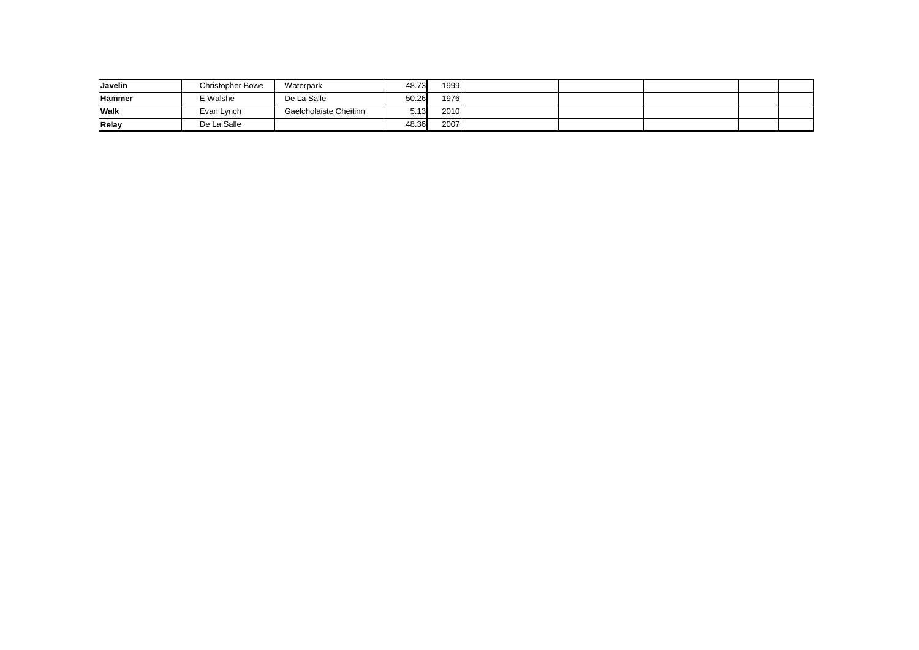| | | | | | | | | | |
|---|---|---|---|---|---|---|---|---|---|
| **Javelin** | Christopher Bowe | Waterpark | 48.73 | 1999 | | | | | |
| **Hammer** | E.Walshe | De La Salle | 50.26 | 1976 | | | | | |
| **Walk** | Evan Lynch | Gaelcholaiste Cheitinn | 5.13 | 2010 | | | | | |
| **Relay** | De La Salle | | 48.36 | 2007 | | | | | |